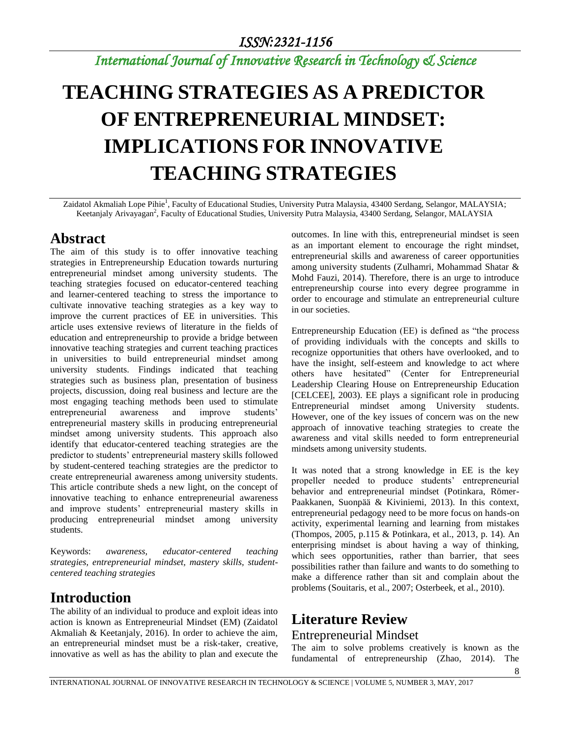# TEACHING STRATEGIES AS A PREDICTOR OF ENTREPRENEURIAL MINDSET: IMPLICATIONS FOR INNOVATIVE TEACHING STRATEGIES

Zaidatol Akmaliah Lope Pihie[1], Faculty of Educational Studies, University Putra Malaysia, 43400 Serdang, Selangor, MALAYSIA; Keetanjaly Arivayagan[2], Faculty of Educational Studies, University Putra Malaysia, 43400 Serdang, Selangor, MALAYSIA

## Abstract

The aim of this study is to offer innovative teaching strategies in Entrepreneurship Education towards nurturing entrepreneurial mindset among university students. The teaching strategies focused on educator-centered teaching and learner-centered teaching to stress the importance to cultivate innovative teaching strategies as a key way to improve the current practices of EE in universities. This article uses extensive reviews of literature in the fields of education and entrepreneurship to provide a bridge between innovative teaching strategies and current teaching practices in universities to build entrepreneurial mindset among university students. Findings indicated that teaching strategies such as business plan, presentation of business projects, discussion, doing real business and lecture are the most engaging teaching methods been used to stimulate entrepreneurial awareness and improve students' entrepreneurial mastery skills in producing entrepreneurial mindset among university students. This approach also identify that educator-centered teaching strategies are the predictor to students' entrepreneurial mastery skills followed by student-centered teaching strategies are the predictor to create entrepreneurial awareness among university students. This article contribute sheds a new light, on the concept of innovative teaching to enhance entrepreneurial awareness and improve students' entrepreneurial mastery skills in producing entrepreneurial mindset among university students.

Keywords: *awareness, educator-centered teaching strategies, entrepreneurial mindset, mastery skills, student-centered teaching strategies*

## Introduction

The ability of an individual to produce and exploit ideas into action is known as Entrepreneurial Mindset (EM) (Zaidatol Akmaliah & Keetanjaly, 2016). In order to achieve the aim, an entrepreneurial mindset must be a risk-taker, creative, innovative as well as has the ability to plan and execute the outcomes. In line with this, entrepreneurial mindset is seen as an important element to encourage the right mindset, entrepreneurial skills and awareness of career opportunities among university students (Zulhamri, Mohammad Shatar & Mohd Fauzi, 2014). Therefore, there is an urge to introduce entrepreneurship course into every degree programme in order to encourage and stimulate an entrepreneurial culture in our societies.

Entrepreneurship Education (EE) is defined as "the process of providing individuals with the concepts and skills to recognize opportunities that others have overlooked, and to have the insight, self-esteem and knowledge to act where others have hesitated" (Center for Entrepreneurial Leadership Clearing House on Entrepreneurship Education [CELCEE], 2003). EE plays a significant role in producing Entrepreneurial mindset among University students. However, one of the key issues of concern was on the new approach of innovative teaching strategies to create the awareness and vital skills needed to form entrepreneurial mindsets among university students.

It was noted that a strong knowledge in EE is the key propeller needed to produce students' entrepreneurial behavior and entrepreneurial mindset (Potinkara, Römer-Paakkanen, Suonpää & Kiviniemi, 2013). In this context, entrepreneurial pedagogy need to be more focus on hands-on activity, experimental learning and learning from mistakes (Thompos, 2005, p.115 & Potinkara, et al., 2013, p. 14). An enterprising mindset is about having a way of thinking, which sees opportunities, rather than barrier, that sees possibilities rather than failure and wants to do something to make a difference rather than sit and complain about the problems (Souitaris, et al., 2007; Osterbeek, et al., 2010).

## Literature Review

### Entrepreneurial Mindset

The aim to solve problems creatively is known as the fundamental of entrepreneurship (Zhao, 2014). The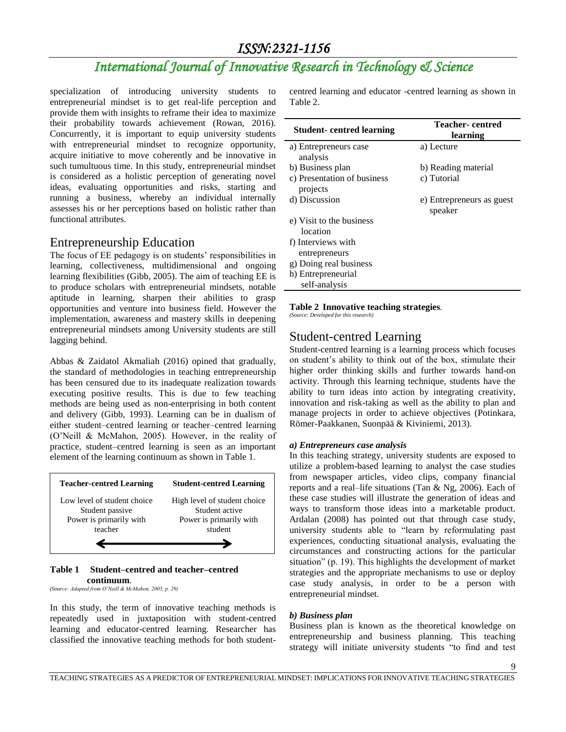specialization of introducing university students to entrepreneurial mindset is to get real-life perception and provide them with insights to reframe their idea to maximize their probability towards achievement (Rowan, 2016). Concurrently, it is important to equip university students with entrepreneurial mindset to recognize opportunity, acquire initiative to move coherently and be innovative in such tumultuous time. In this study, entrepreneurial mindset is considered as a holistic perception of generating novel ideas, evaluating opportunities and risks, starting and running a business, whereby an individual internally assesses his or her perceptions based on holistic rather than functional attributes.

## Entrepreneurship Education

The focus of EE pedagogy is on students' responsibilities in learning, collectiveness, multidimensional and ongoing learning flexibilities (Gibb, 2005). The aim of teaching EE is to produce scholars with entrepreneurial mindsets, notable aptitude in learning, sharpen their abilities to grasp opportunities and venture into business field. However the implementation, awareness and mastery skills in deepening entrepreneurial mindsets among University students are still lagging behind.

Abbas & Zaidatol Akmaliah (2016) opined that gradually, the standard of methodologies in teaching entrepreneurship has been censured due to its inadequate realization towards executing positive results. This is due to few teaching methods are being used as non-enterprising in both content and delivery (Gibb, 1993). Learning can be in dualism of either student–centred learning or teacher–centred learning (O'Neill & McMahon, 2005). However, in the reality of practice, student–centred learning is seen as an important element of the learning continuum as shown in Table 1.

| Teacher-centred Learning | Student-centred Learning |
|---|---|
| Low level of student choice<br>Student passive<br>Power is primarily with teacher | High level of student choice<br>Student active<br>Power is primarily with student |

**Table 1 Student–centred and teacher–centred continuum**.
*(Source: Adapted from O'Neill & McMahon, 2005, p. 29)*

In this study, the term of innovative teaching methods is repeatedly used in juxtaposition with student-centred learning and educator-centred learning. Researcher has classified the innovative teaching methods for both student-centred learning and educator -centred learning as shown in Table 2.

| Student- centred learning | Teacher- centred learning |
|---|---|
| a) Entrepreneurs case analysis | a) Lecture |
| b) Business plan | b) Reading material |
| c) Presentation of business projects | c) Tutorial |
| d) Discussion | e) Entrepreneurs as guest speaker |
| e) Visit to the business location | |
| f) Interviews with entrepreneurs | |
| g) Doing real business | |
| h) Entrepreneurial self-analysis | |

**Table 2 Innovative teaching strategies**.
*(Source: Developed for this research)*

## Student-centred Learning

Student-centred learning is a learning process which focuses on student's ability to think out of the box, stimulate their higher order thinking skills and further towards hand-on activity. Through this learning technique, students have the ability to turn ideas into action by integrating creativity, innovation and risk-taking as well as the ability to plan and manage projects in order to achieve objectives (Potinkara, Römer-Paakkanen, Suonpää & Kiviniemi, 2013).

### *a) Entrepreneurs case analysis*

In this teaching strategy, university students are exposed to utilize a problem-based learning to analyst the case studies from newspaper articles, video clips, company financial reports and a real–life situations (Tan & Ng, 2006). Each of these case studies will illustrate the generation of ideas and ways to transform those ideas into a marketable product. Ardalan (2008) has pointed out that through case study, university students able to "learn by reformulating past experiences, conducting situational analysis, evaluating the circumstances and constructing actions for the particular situation" (p. 19). This highlights the development of market strategies and the appropriate mechanisms to use or deploy case study analysis, in order to be a person with entrepreneurial mindset.

### *b) Business plan*

Business plan is known as the theoretical knowledge on entrepreneurship and business planning. This teaching strategy will initiate university students "to find and test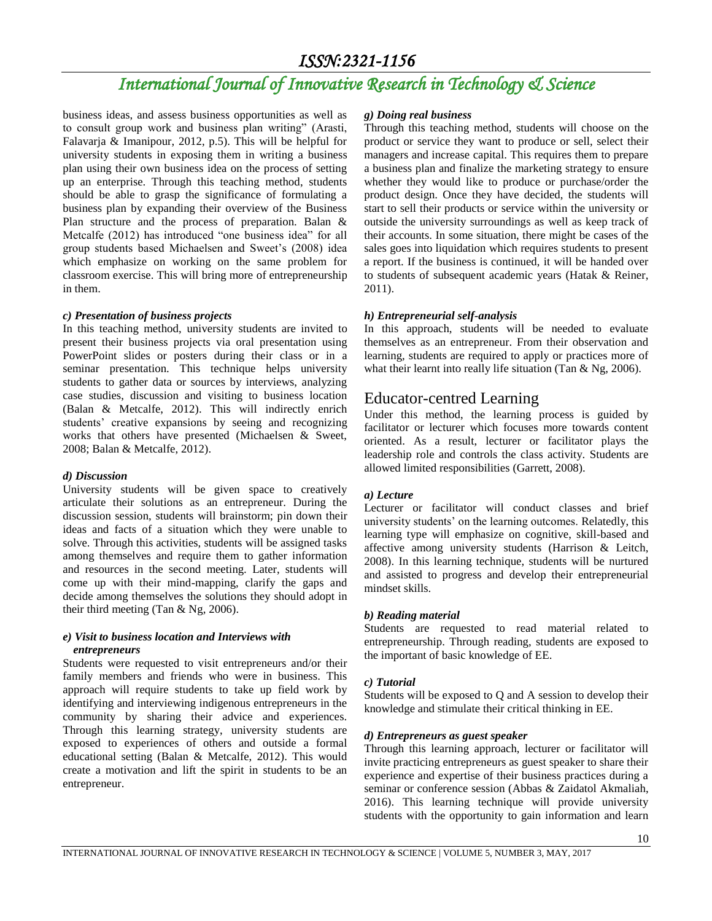business ideas, and assess business opportunities as well as to consult group work and business plan writing" (Arasti, Falavarja & Imanipour, 2012, p.5). This will be helpful for university students in exposing them in writing a business plan using their own business idea on the process of setting up an enterprise. Through this teaching method, students should be able to grasp the significance of formulating a business plan by expanding their overview of the Business Plan structure and the process of preparation. Balan & Metcalfe (2012) has introduced "one business idea" for all group students based Michaelsen and Sweet's (2008) idea which emphasize on working on the same problem for classroom exercise. This will bring more of entrepreneurship in them.

#### *c) Presentation of business projects*

In this teaching method, university students are invited to present their business projects via oral presentation using PowerPoint slides or posters during their class or in a seminar presentation. This technique helps university students to gather data or sources by interviews, analyzing case studies, discussion and visiting to business location (Balan & Metcalfe, 2012). This will indirectly enrich students' creative expansions by seeing and recognizing works that others have presented (Michaelsen & Sweet, 2008; Balan & Metcalfe, 2012).

#### *d) Discussion*

University students will be given space to creatively articulate their solutions as an entrepreneur. During the discussion session, students will brainstorm; pin down their ideas and facts of a situation which they were unable to solve. Through this activities, students will be assigned tasks among themselves and require them to gather information and resources in the second meeting. Later, students will come up with their mind-mapping, clarify the gaps and decide among themselves the solutions they should adopt in their third meeting (Tan & Ng, 2006).

#### *e) Visit to business location and Interviews with entrepreneurs*

Students were requested to visit entrepreneurs and/or their family members and friends who were in business. This approach will require students to take up field work by identifying and interviewing indigenous entrepreneurs in the community by sharing their advice and experiences. Through this learning strategy, university students are exposed to experiences of others and outside a formal educational setting (Balan & Metcalfe, 2012). This would create a motivation and lift the spirit in students to be an entrepreneur.

#### *g) Doing real business*

Through this teaching method, students will choose on the product or service they want to produce or sell, select their managers and increase capital. This requires them to prepare a business plan and finalize the marketing strategy to ensure whether they would like to produce or purchase/order the product design. Once they have decided, the students will start to sell their products or service within the university or outside the university surroundings as well as keep track of their accounts. In some situation, there might be cases of the sales goes into liquidation which requires students to present a report. If the business is continued, it will be handed over to students of subsequent academic years (Hatak & Reiner, 2011).

#### *h) Entrepreneurial self-analysis*

In this approach, students will be needed to evaluate themselves as an entrepreneur. From their observation and learning, students are required to apply or practices more of what their learnt into really life situation (Tan & Ng, 2006).

## Educator-centred Learning

Under this method, the learning process is guided by facilitator or lecturer which focuses more towards content oriented. As a result, lecturer or facilitator plays the leadership role and controls the class activity. Students are allowed limited responsibilities (Garrett, 2008).

#### *a) Lecture*

Lecturer or facilitator will conduct classes and brief university students' on the learning outcomes. Relatedly, this learning type will emphasize on cognitive, skill-based and affective among university students (Harrison & Leitch, 2008). In this learning technique, students will be nurtured and assisted to progress and develop their entrepreneurial mindset skills.

#### *b) Reading material*

Students are requested to read material related to entrepreneurship. Through reading, students are exposed to the important of basic knowledge of EE.

#### *c) Tutorial*

Students will be exposed to Q and A session to develop their knowledge and stimulate their critical thinking in EE.

#### *d) Entrepreneurs as guest speaker*

Through this learning approach, lecturer or facilitator will invite practicing entrepreneurs as guest speaker to share their experience and expertise of their business practices during a seminar or conference session (Abbas & Zaidatol Akmaliah, 2016). This learning technique will provide university students with the opportunity to gain information and learn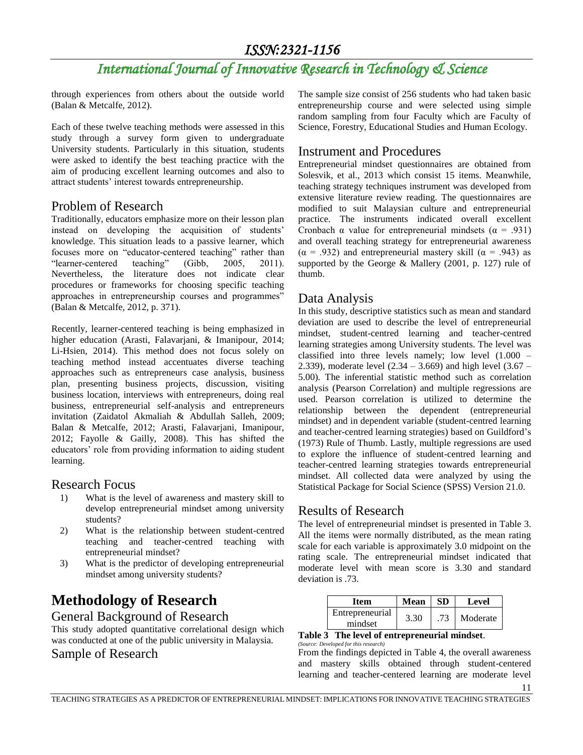through experiences from others about the outside world (Balan & Metcalfe, 2012).

Each of these twelve teaching methods were assessed in this study through a survey form given to undergraduate University students. Particularly in this situation, students were asked to identify the best teaching practice with the aim of producing excellent learning outcomes and also to attract students' interest towards entrepreneurship.

## Problem of Research

Traditionally, educators emphasize more on their lesson plan instead on developing the acquisition of students' knowledge. This situation leads to a passive learner, which focuses more on "educator-centered teaching" rather than "learner-centered teaching" (Gibb, 2005, 2011). Nevertheless, the literature does not indicate clear procedures or frameworks for choosing specific teaching approaches in entrepreneurship courses and programmes" (Balan & Metcalfe, 2012, p. 371).

Recently, learner-centered teaching is being emphasized in higher education (Arasti, Falavarjani, & Imanipour, 2014; Li-Hsien, 2014). This method does not focus solely on teaching method instead accentuates diverse teaching approaches such as entrepreneurs case analysis, business plan, presenting business projects, discussion, visiting business location, interviews with entrepreneurs, doing real business, entrepreneurial self-analysis and entrepreneurs invitation (Zaidatol Akmaliah & Abdullah Salleh, 2009; Balan & Metcalfe, 2012; Arasti, Falavarjani, Imanipour, 2012; Fayolle & Gailly, 2008). This has shifted the educators' role from providing information to aiding student learning.

## Research Focus

1) What is the level of awareness and mastery skill to develop entrepreneurial mindset among university students?
2) What is the relationship between student-centred teaching and teacher-centred teaching with entrepreneurial mindset?
3) What is the predictor of developing entrepreneurial mindset among university students?

# Methodology of Research

## General Background of Research

This study adopted quantitative correlational design which was conducted at one of the public university in Malaysia.

## Sample of Research

The sample size consist of 256 students who had taken basic entrepreneurship course and were selected using simple random sampling from four Faculty which are Faculty of Science, Forestry, Educational Studies and Human Ecology.

## Instrument and Procedures

Entrepreneurial mindset questionnaires are obtained from Solesvik, et al., 2013 which consist 15 items. Meanwhile, teaching strategy techniques instrument was developed from extensive literature review reading. The questionnaires are modified to suit Malaysian culture and entrepreneurial practice. The instruments indicated overall excellent Cronbach α value for entrepreneurial mindsets ($\alpha = .931$) and overall teaching strategy for entrepreneurial awareness ($\alpha = .932$) and entrepreneurial mastery skill ($\alpha = .943$) as supported by the George & Mallery (2001, p. 127) rule of thumb.

## Data Analysis

In this study, descriptive statistics such as mean and standard deviation are used to describe the level of entrepreneurial mindset, student-centred learning and teacher-centred learning strategies among University students. The level was classified into three levels namely; low level (1.000 – 2.339), moderate level (2.34 – 3.669) and high level (3.67 – 5.00). The inferential statistic method such as correlation analysis (Pearson Correlation) and multiple regressions are used. Pearson correlation is utilized to determine the relationship between the dependent (entrepreneurial mindset) and in dependent variable (student-centred learning and teacher-centred learning strategies) based on Guildford's (1973) Rule of Thumb. Lastly, multiple regressions are used to explore the influence of student-centred learning and teacher-centred learning strategies towards entrepreneurial mindset. All collected data were analyzed by using the Statistical Package for Social Science (SPSS) Version 21.0.

## Results of Research

The level of entrepreneurial mindset is presented in Table 3. All the items were normally distributed, as the mean rating scale for each variable is approximately 3.0 midpoint on the rating scale. The entrepreneurial mindset indicated that moderate level with mean score is 3.30 and standard deviation is .73.

| Item | Mean | SD | Level |
|---|---|---|---|
| Entrepreneurial mindset | 3.30 | .73 | Moderate |

**Table 3 The level of entrepreneurial mindset**.
*(Source: Developed for this research)*

From the findings depicted in Table 4, the overall awareness and mastery skills obtained through student-centered learning and teacher-centered learning are moderate level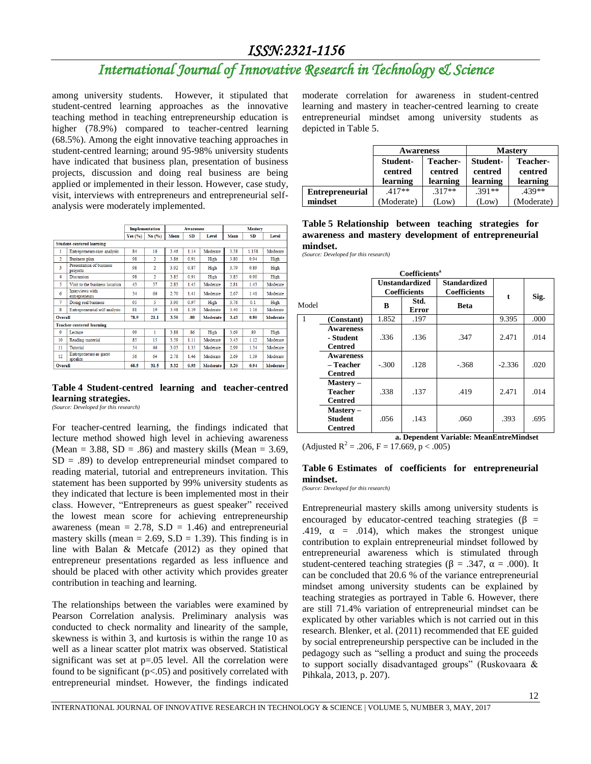among university students. However, it stipulated that student-centred learning approaches as the innovative teaching method in teaching entrepreneurship education is higher (78.9%) compared to teacher-centred learning (68.5%). Among the eight innovative teaching approaches in student-centred learning; around 95-98% university students have indicated that business plan, presentation of business projects, discussion and doing real business are being applied or implemented in their lesson. However, case study, visit, interviews with entrepreneurs and entrepreneurial self-analysis were moderately implemented.

| | | Implementation | | Awareness | | | Mastery | | |
|---|---|---|---|---|---|---|---|---|---|
| | | Yes (%) | No (%) | Mean | SD | Level | Mean | SD | Level |
| **Student-centered learning** | | | | | | | | | |
| 1 | Entrepreneurs case analysis | 84 | 16 | 3.46 | 1.14 | Moderate | 3.38 | 1.158 | Moderate |
| 2 | Business plan | 98 | 2 | 3.86 | 0.91 | High | 3.80 | 0.94 | High |
| 3 | Presentation of business projects | 98 | 2 | 3.92 | 0.87 | High | 3.79 | 0.89 | High |
| 4 | Discussion | 98 | 2 | 3.85 | 0.91 | High | 3.85 | 0.90 | High |
| 5 | Visit to the business location | 43 | 57 | 2.83 | 1.45 | Moderate | 2.81 | 1.43 | Moderate |
| 6 | Interviews with entrepreneurs | 34 | 66 | 2.70 | 1.41 | Moderate | 2.67 | 1.41 | Moderate |
| 7 | Doing real business | 95 | 5 | 3.90 | 0.97 | High | 3.76 | 0.1 | High |
| 8 | Entrepreneurial self-analysis | 81 | 19 | 3.48 | 1.19 | Moderate | 3.40 | 1.16 | Moderate |
| **Overall** | | **78.9** | **21.1** | **3.50** | **.80** | **Moderate** | **3.43** | **0.80** | **Moderate** |
| **Teacher-centered learning** | | | | | | | | | |
| 9 | Lecture | 99 | 1 | 3.88 | .86 | High | 3.69 | .89 | High |
| 10 | Reading material | 85 | 15 | 3.59 | 1.11 | Moderate | 3.43 | 1.12 | Moderate |
| 11 | Tutorial | 54 | 46 | 3.03 | 1.35 | Moderate | 2.99 | 1.34 | Moderate |
| 12 | Entrepreneurs as guest speaker | 36 | 64 | 2.78 | 1.46 | Moderate | 2.69 | 1.39 | Moderate |
| **Overall** | | **68.5** | **31.5** | **3.32** | **0.93** | **Moderate** | **3.20** | **0.94** | **Moderate** |

**Table 4 Student-centred learning and teacher-centred learning strategies.**
*(Source: Developed for this research)*

For teacher-centred learning, the findings indicated that lecture method showed high level in achieving awareness (Mean = 3.88, SD = .86) and mastery skills (Mean = 3.69, SD = .89) to develop entrepreneurial mindset compared to reading material, tutorial and entrepreneurs invitation. This statement has been supported by 99% university students as they indicated that lecture is been implemented most in their class. However, "Entrepreneurs as guest speaker" received the lowest mean score for achieving entrepreneurship awareness (mean = 2.78, S.D = 1.46) and entrepreneurial mastery skills (mean = 2.69, S.D = 1.39). This finding is in line with Balan & Metcafe (2012) as they opined that entrepreneur presentations regarded as less influence and should be placed with other activity which provides greater contribution in teaching and learning.

The relationships between the variables were examined by Pearson Correlation analysis. Preliminary analysis was conducted to check normality and linearity of the sample, skewness is within 3, and kurtosis is within the range 10 as well as a linear scatter plot matrix was observed. Statistical significant was set at p=.05 level. All the correlation were found to be significant (p<.05) and positively correlated with entrepreneurial mindset. However, the findings indicated moderate correlation for awareness in student-centred learning and mastery in teacher-centred learning to create entrepreneurial mindset among university students as depicted in Table 5.

| | Awareness | | Mastery | |
|---|---|---|---|---|
| | Student-centred learning | Teacher-centred learning | Student-centred learning | Teacher-centred learning |
| **Entrepreneurial mindset** | .417** (Moderate) | .317** (Low) | .391** (Low) | .439** (Moderate) |

**Table 5 Relationship between teaching strategies for awareness and mastery development of entrepreneurial mindset.**
*(Source: Developed for this research)*

**Coefficients[a]**

| Model | | Unstandardized Coefficients | | Standardized Coefficients | t | Sig. |
|---|---|---|---|---|---|---|
| | | B | Std. Error | Beta | | |
| 1 | **(Constant)** | 1.852 | .197 | | 9.395 | .000 |
| | **Awareness - Student Centred** | .336 | .136 | .347 | 2.471 | .014 |
| | **Awareness – Teacher Centred** | -.300 | .128 | -.368 | -2.336 | .020 |
| | **Mastery – Teacher Centred** | .338 | .137 | .419 | 2.471 | .014 |
| | **Mastery – Student Centred** | .056 | .143 | .060 | .393 | .695 |

**a. Dependent Variable: MeanEntreMindset**

(Adjusted $R^2$ = .206, F = 17.669, p < .005)

**Table 6 Estimates of coefficients for entrepreneurial mindset.**
*(Source: Developed for this research)*

Entrepreneurial mastery skills among university students is encouraged by educator-centred teaching strategies ($\beta$ = .419, $\alpha$ = .014), which makes the strongest unique contribution to explain entrepreneurial mindset followed by entrepreneurial awareness which is stimulated through student-centered teaching strategies ($\beta$ = .347, $\alpha$ = .000). It can be concluded that 20.6 % of the variance entrepreneurial mindset among university students can be explained by teaching strategies as portrayed in Table 6. However, there are still 71.4% variation of entrepreneurial mindset can be explicated by other variables which is not carried out in this research. Blenker, et al. (2011) recommended that EE guided by social entrepreneurship perspective can be included in the pedagogy such as "selling a product and suing the proceeds to support socially disadvantaged groups" (Ruskovaara & Pihkala, 2013, p. 207).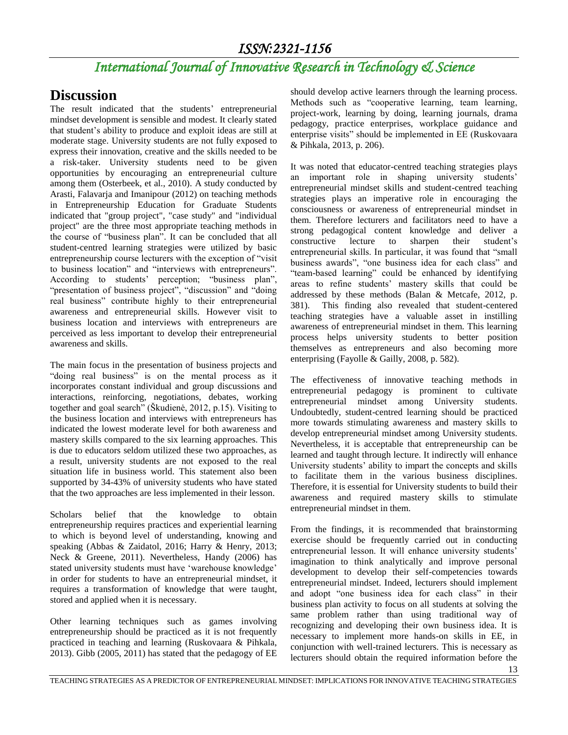## Discussion

The result indicated that the students' entrepreneurial mindset development is sensible and modest. It clearly stated that student's ability to produce and exploit ideas are still at moderate stage. University students are not fully exposed to express their innovation, creative and the skills needed to be a risk-taker. University students need to be given opportunities by encouraging an entrepreneurial culture among them (Osterbeek, et al., 2010). A study conducted by Arasti, Falavarja and Imanipour (2012) on teaching methods in Entrepreneurship Education for Graduate Students indicated that "group project", "case study" and "individual project" are the three most appropriate teaching methods in the course of "business plan". It can be concluded that all student-centred learning strategies were utilized by basic entrepreneurship course lecturers with the exception of "visit to business location" and "interviews with entrepreneurs". According to students' perception; "business plan", "presentation of business project", "discussion" and "doing real business" contribute highly to their entrepreneurial awareness and entrepreneurial skills. However visit to business location and interviews with entrepreneurs are perceived as less important to develop their entrepreneurial awareness and skills.

The main focus in the presentation of business projects and "doing real business" is on the mental process as it incorporates constant individual and group discussions and interactions, reinforcing, negotiations, debates, working together and goal search" (Škudienė, 2012, p.15). Visiting to the business location and interviews with entrepreneurs has indicated the lowest moderate level for both awareness and mastery skills compared to the six learning approaches. This is due to educators seldom utilized these two approaches, as a result, university students are not exposed to the real situation life in business world. This statement also been supported by 34-43% of university students who have stated that the two approaches are less implemented in their lesson.

Scholars belief that the knowledge to obtain entrepreneurship requires practices and experiential learning to which is beyond level of understanding, knowing and speaking (Abbas & Zaidatol, 2016; Harry & Henry, 2013; Neck & Greene, 2011). Nevertheless, Handy (2006) has stated university students must have 'warehouse knowledge' in order for students to have an entrepreneurial mindset, it requires a transformation of knowledge that were taught, stored and applied when it is necessary.

Other learning techniques such as games involving entrepreneurship should be practiced as it is not frequently practiced in teaching and learning (Ruskovaara & Pihkala, 2013). Gibb (2005, 2011) has stated that the pedagogy of EE should develop active learners through the learning process. Methods such as "cooperative learning, team learning, project-work, learning by doing, learning journals, drama pedagogy, practice enterprises, workplace guidance and enterprise visits" should be implemented in EE (Ruskovaara & Pihkala, 2013, p. 206).

It was noted that educator-centred teaching strategies plays an important role in shaping university students' entrepreneurial mindset skills and student-centred teaching strategies plays an imperative role in encouraging the consciousness or awareness of entrepreneurial mindset in them. Therefore lecturers and facilitators need to have a strong pedagogical content knowledge and deliver a constructive lecture to sharpen their student's entrepreneurial skills. In particular, it was found that "small business awards", "one business idea for each class" and "team-based learning" could be enhanced by identifying areas to refine students' mastery skills that could be addressed by these methods (Balan & Metcafe, 2012, p. 381). This finding also revealed that student-centered teaching strategies have a valuable asset in instilling awareness of entrepreneurial mindset in them. This learning process helps university students to better position themselves as entrepreneurs and also becoming more enterprising (Fayolle & Gailly, 2008, p. 582).

The effectiveness of innovative teaching methods in entrepreneurial pedagogy is prominent to cultivate entrepreneurial mindset among University students. Undoubtedly, student-centred learning should be practiced more towards stimulating awareness and mastery skills to develop entrepreneurial mindset among University students. Nevertheless, it is acceptable that entrepreneurship can be learned and taught through lecture. It indirectly will enhance University students' ability to impart the concepts and skills to facilitate them in the various business disciplines. Therefore, it is essential for University students to build their awareness and required mastery skills to stimulate entrepreneurial mindset in them.

From the findings, it is recommended that brainstorming exercise should be frequently carried out in conducting entrepreneurial lesson. It will enhance university students' imagination to think analytically and improve personal development to develop their self-competencies towards entrepreneurial mindset. Indeed, lecturers should implement and adopt "one business idea for each class" in their business plan activity to focus on all students at solving the same problem rather than using traditional way of recognizing and developing their own business idea. It is necessary to implement more hands-on skills in EE, in conjunction with well-trained lecturers. This is necessary as lecturers should obtain the required information before the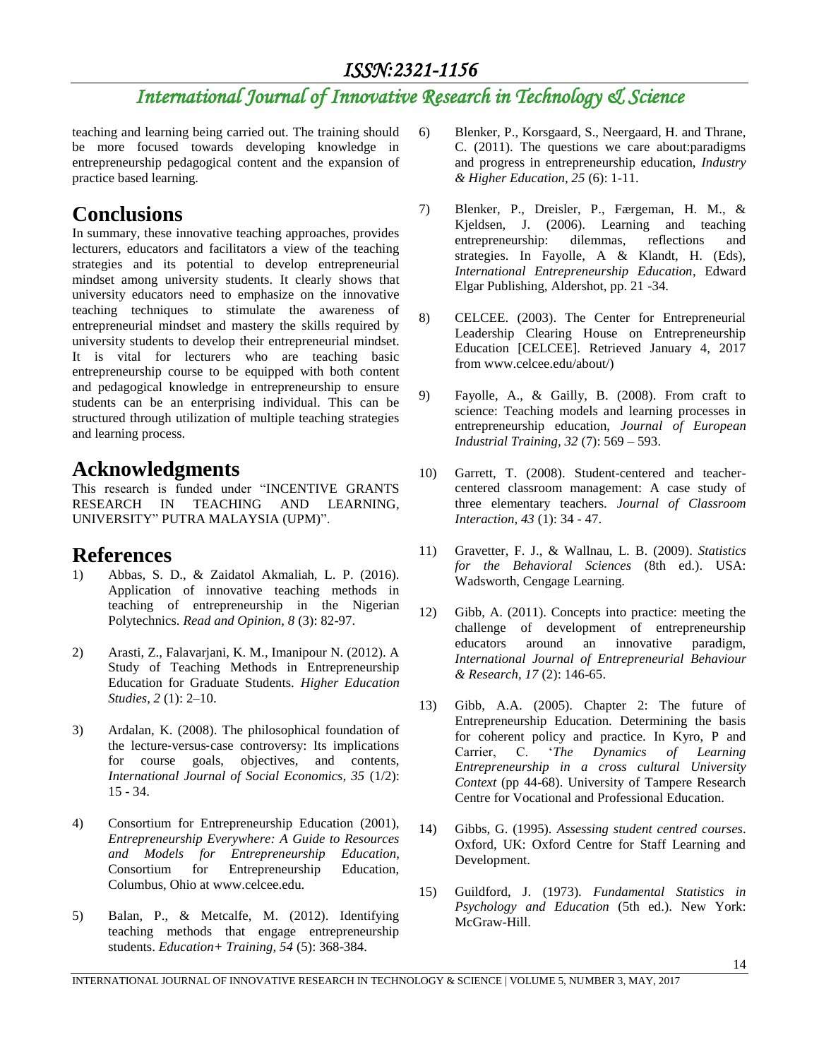teaching and learning being carried out. The training should be more focused towards developing knowledge in entrepreneurship pedagogical content and the expansion of practice based learning.

## Conclusions

In summary, these innovative teaching approaches, provides lecturers, educators and facilitators a view of the teaching strategies and its potential to develop entrepreneurial mindset among university students. It clearly shows that university educators need to emphasize on the innovative teaching techniques to stimulate the awareness of entrepreneurial mindset and mastery the skills required by university students to develop their entrepreneurial mindset. It is vital for lecturers who are teaching basic entrepreneurship course to be equipped with both content and pedagogical knowledge in entrepreneurship to ensure students can be an enterprising individual. This can be structured through utilization of multiple teaching strategies and learning process.

## Acknowledgments

This research is funded under "INCENTIVE GRANTS RESEARCH IN TEACHING AND LEARNING, UNIVERSITY" PUTRA MALAYSIA (UPM)".

## References

1) Abbas, S. D., & Zaidatol Akmaliah, L. P. (2016). Application of innovative teaching methods in teaching of entrepreneurship in the Nigerian Polytechnics. *Read and Opinion, 8* (3): 82-97.

2) Arasti, Z., Falavarjani, K. M., Imanipour N. (2012). A Study of Teaching Methods in Entrepreneurship Education for Graduate Students. *Higher Education Studies, 2* (1): 2–10.

3) Ardalan, K. (2008). The philosophical foundation of the lecture‐versus‐case controversy: Its implications for course goals, objectives, and contents, *International Journal of Social Economics, 35* (1/2): 15 - 34.

4) Consortium for Entrepreneurship Education (2001), *Entrepreneurship Everywhere: A Guide to Resources and Models for Entrepreneurship Education*, Consortium for Entrepreneurship Education, Columbus, Ohio at www.celcee.edu.

5) Balan, P., & Metcalfe, M. (2012). Identifying teaching methods that engage entrepreneurship students. *Education+ Training, 54* (5): 368-384.

6) Blenker, P., Korsgaard, S., Neergaard, H. and Thrane, C. (2011). The questions we care about:paradigms and progress in entrepreneurship education, *Industry & Higher Education, 25* (6): 1-11.

7) Blenker, P., Dreisler, P., Færgeman, H. M., & Kjeldsen, J. (2006). Learning and teaching entrepreneurship: dilemmas, reflections and strategies. In Fayolle, A & Klandt, H. (Eds), *International Entrepreneurship Education*, Edward Elgar Publishing, Aldershot, pp. 21 -34.

8) CELCEE. (2003). The Center for Entrepreneurial Leadership Clearing House on Entrepreneurship Education [CELCEE]. Retrieved January 4, 2017 from www.celcee.edu/about/)

9) Fayolle, A., & Gailly, B. (2008). From craft to science: Teaching models and learning processes in entrepreneurship education, *Journal of European Industrial Training, 32* (7): 569 – 593.

10) Garrett, T. (2008). Student-centered and teacher-centered classroom management: A case study of three elementary teachers. *Journal of Classroom Interaction, 43* (1): 34 - 47.

11) Gravetter, F. J., & Wallnau, L. B. (2009). *Statistics for the Behavioral Sciences* (8th ed.). USA: Wadsworth, Cengage Learning.

12) Gibb, A. (2011). Concepts into practice: meeting the challenge of development of entrepreneurship educators around an innovative paradigm, *International Journal of Entrepreneurial Behaviour & Research, 17* (2): 146-65.

13) Gibb, A.A. (2005). Chapter 2: The future of Entrepreneurship Education. Determining the basis for coherent policy and practice. In Kyro, P and Carrier, C. '*The Dynamics of Learning Entrepreneurship in a cross cultural University Context* (pp 44-68). University of Tampere Research Centre for Vocational and Professional Education.

14) Gibbs, G. (1995). *Assessing student centred courses*. Oxford, UK: Oxford Centre for Staff Learning and Development.

15) Guildford, J. (1973). *Fundamental Statistics in Psychology and Education* (5th ed.). New York: McGraw-Hill.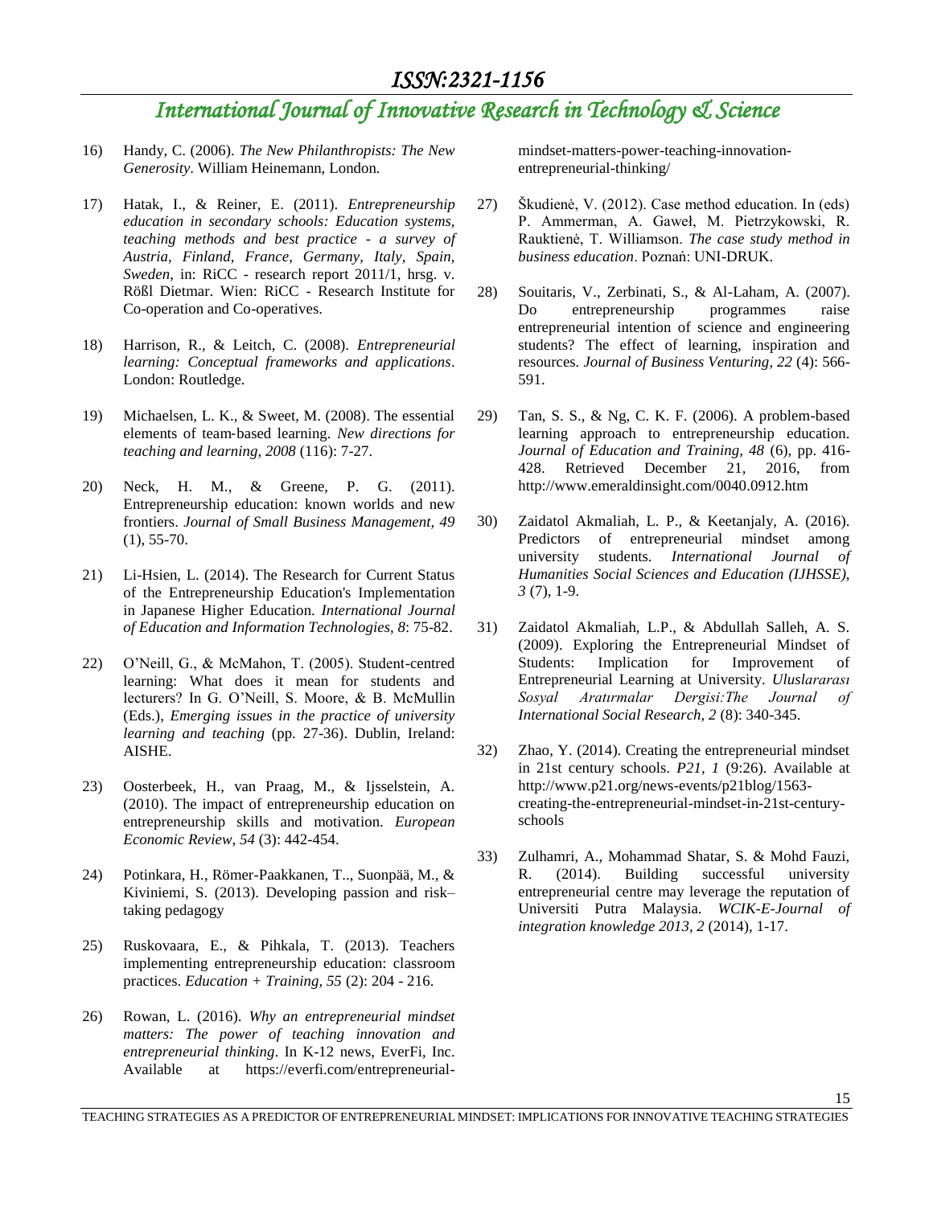16) Handy, C. (2006). *The New Philanthropists: The New Generosity*. William Heinemann, London.

17) Hatak, I., & Reiner, E. (2011). *Entrepreneurship education in secondary schools: Education systems, teaching methods and best practice - a survey of Austria, Finland, France, Germany, Italy, Spain, Sweden*, in: RiCC - research report 2011/1, hrsg. v. Rößl Dietmar. Wien: RiCC - Research Institute for Co-operation and Co-operatives.

18) Harrison, R., & Leitch, C. (2008). *Entrepreneurial learning: Conceptual frameworks and applications*. London: Routledge.

19) Michaelsen, L. K., & Sweet, M. (2008). The essential elements of team-based learning. *New directions for teaching and learning, 2008* (116): 7-27.

20) Neck, H. M., & Greene, P. G. (2011). Entrepreneurship education: known worlds and new frontiers. *Journal of Small Business Management, 49* (1), 55-70.

21) Li-Hsien, L. (2014). The Research for Current Status of the Entrepreneurship Education's Implementation in Japanese Higher Education. *International Journal of Education and Information Technologies, 8*: 75-82.

22) O'Neill, G., & McMahon, T. (2005). Student-centred learning: What does it mean for students and lecturers? In G. O'Neill, S. Moore, & B. McMullin (Eds.), *Emerging issues in the practice of university learning and teaching* (pp. 27-36). Dublin, Ireland: AISHE.

23) Oosterbeek, H., van Praag, M., & Ijsselstein, A. (2010). The impact of entrepreneurship education on entrepreneurship skills and motivation. *European Economic Review, 54* (3): 442-454.

24) Potinkara, H., Römer-Paakkanen, T.., Suonpää, M., & Kiviniemi, S. (2013). Developing passion and risk–taking pedagogy

25) Ruskovaara, E., & Pihkala, T. (2013). Teachers implementing entrepreneurship education: classroom practices. *Education + Training, 55* (2): 204 - 216.

26) Rowan, L. (2016). *Why an entrepreneurial mindset matters: The power of teaching innovation and entrepreneurial thinking*. In K-12 news, EverFi, Inc. Available at https://everfi.com/entrepreneurial-mindset-matters-power-teaching-innovation-entrepreneurial-thinking/

27) Škudienė, V. (2012). Case method education. In (eds) P. Ammerman, A. Gaweł, M. Pietrzykowski, R. Rauktienė, T. Williamson. *The case study method in business education*. Poznań: UNI-DRUK.

28) Souitaris, V., Zerbinati, S., & Al-Laham, A. (2007). Do entrepreneurship programmes raise entrepreneurial intention of science and engineering students? The effect of learning, inspiration and resources. *Journal of Business Venturing, 22* (4): 566-591.

29) Tan, S. S., & Ng, C. K. F. (2006). A problem-based learning approach to entrepreneurship education. *Journal of Education and Training, 48* (6), pp. 416-428. Retrieved December 21, 2016, from http://www.emeraldinsight.com/0040.0912.htm

30) Zaidatol Akmaliah, L. P., & Keetanjaly, A. (2016). Predictors of entrepreneurial mindset among university students. *International Journal of Humanities Social Sciences and Education (IJHSSE), 3* (7), 1-9.

31) Zaidatol Akmaliah, L.P., & Abdullah Salleh, A. S. (2009). Exploring the Entrepreneurial Mindset of Students: Implication for Improvement of Entrepreneurial Learning at University. *Uluslararası Sosyal Aratırmalar Dergisi:The Journal of International Social Research, 2* (8): 340-345.

32) Zhao, Y. (2014). Creating the entrepreneurial mindset in 21st century schools. *P21, 1* (9:26). Available at http://www.p21.org/news-events/p21blog/1563-creating-the-entrepreneurial-mindset-in-21st-century-schools

33) Zulhamri, A., Mohammad Shatar, S. & Mohd Fauzi, R. (2014). Building successful university entrepreneurial centre may leverage the reputation of Universiti Putra Malaysia. *WCIK-E-Journal of integration knowledge 2013, 2* (2014), 1-17.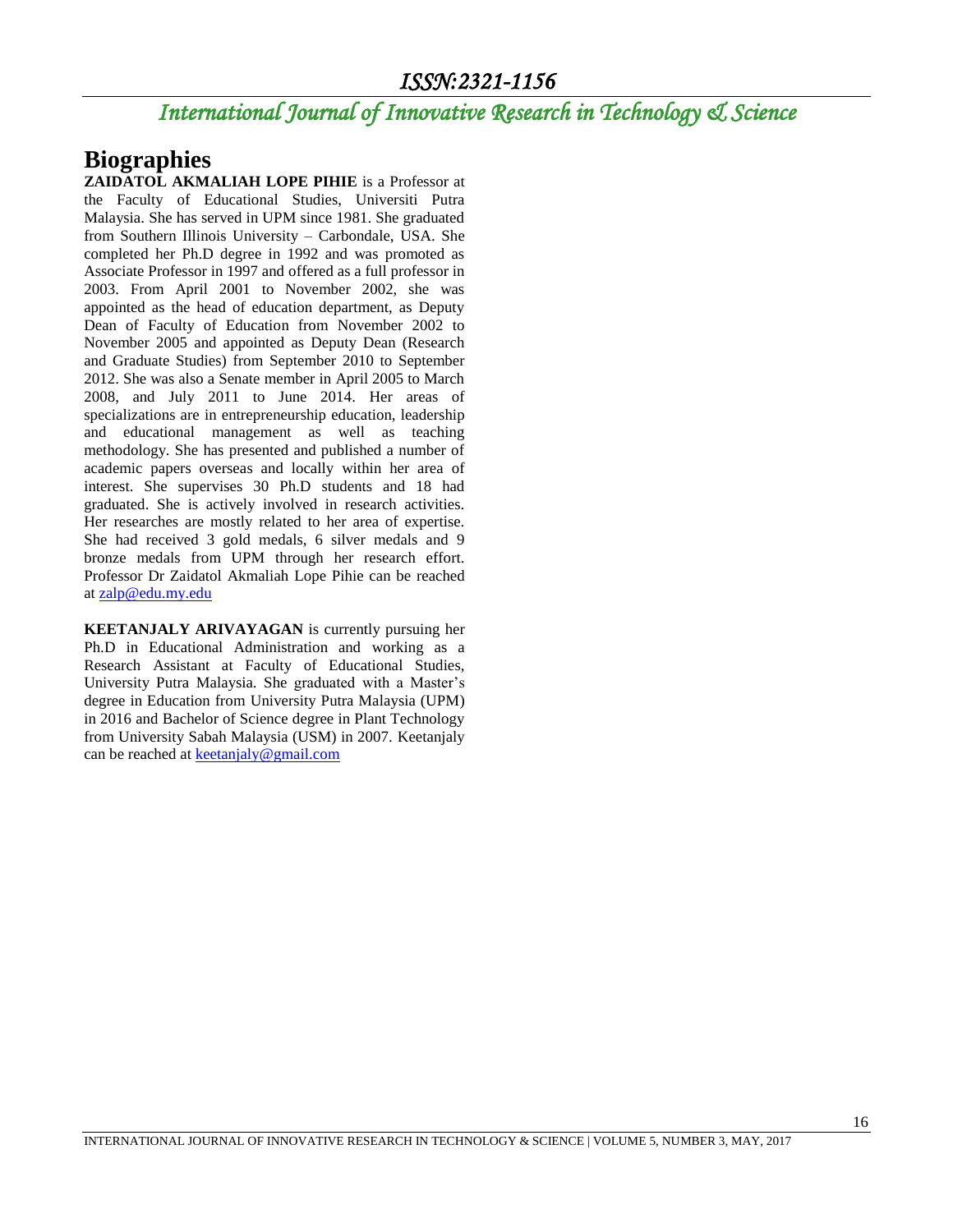## Biographies

**ZAIDATOL AKMALIAH LOPE PIHIE** is a Professor at the Faculty of Educational Studies, Universiti Putra Malaysia. She has served in UPM since 1981. She graduated from Southern Illinois University – Carbondale, USA. She completed her Ph.D degree in 1992 and was promoted as Associate Professor in 1997 and offered as a full professor in 2003. From April 2001 to November 2002, she was appointed as the head of education department, as Deputy Dean of Faculty of Education from November 2002 to November 2005 and appointed as Deputy Dean (Research and Graduate Studies) from September 2010 to September 2012. She was also a Senate member in April 2005 to March 2008, and July 2011 to June 2014. Her areas of specializations are in entrepreneurship education, leadership and educational management as well as teaching methodology. She has presented and published a number of academic papers overseas and locally within her area of interest. She supervises 30 Ph.D students and 18 had graduated. She is actively involved in research activities. Her researches are mostly related to her area of expertise. She had received 3 gold medals, 6 silver medals and 9 bronze medals from UPM through her research effort. Professor Dr Zaidatol Akmaliah Lope Pihie can be reached at zalp@edu.my.edu

**KEETANJALY ARIVAYAGAN** is currently pursuing her Ph.D in Educational Administration and working as a Research Assistant at Faculty of Educational Studies, University Putra Malaysia. She graduated with a Master's degree in Education from University Putra Malaysia (UPM) in 2016 and Bachelor of Science degree in Plant Technology from University Sabah Malaysia (USM) in 2007. Keetanjaly can be reached at keetanjaly@gmail.com